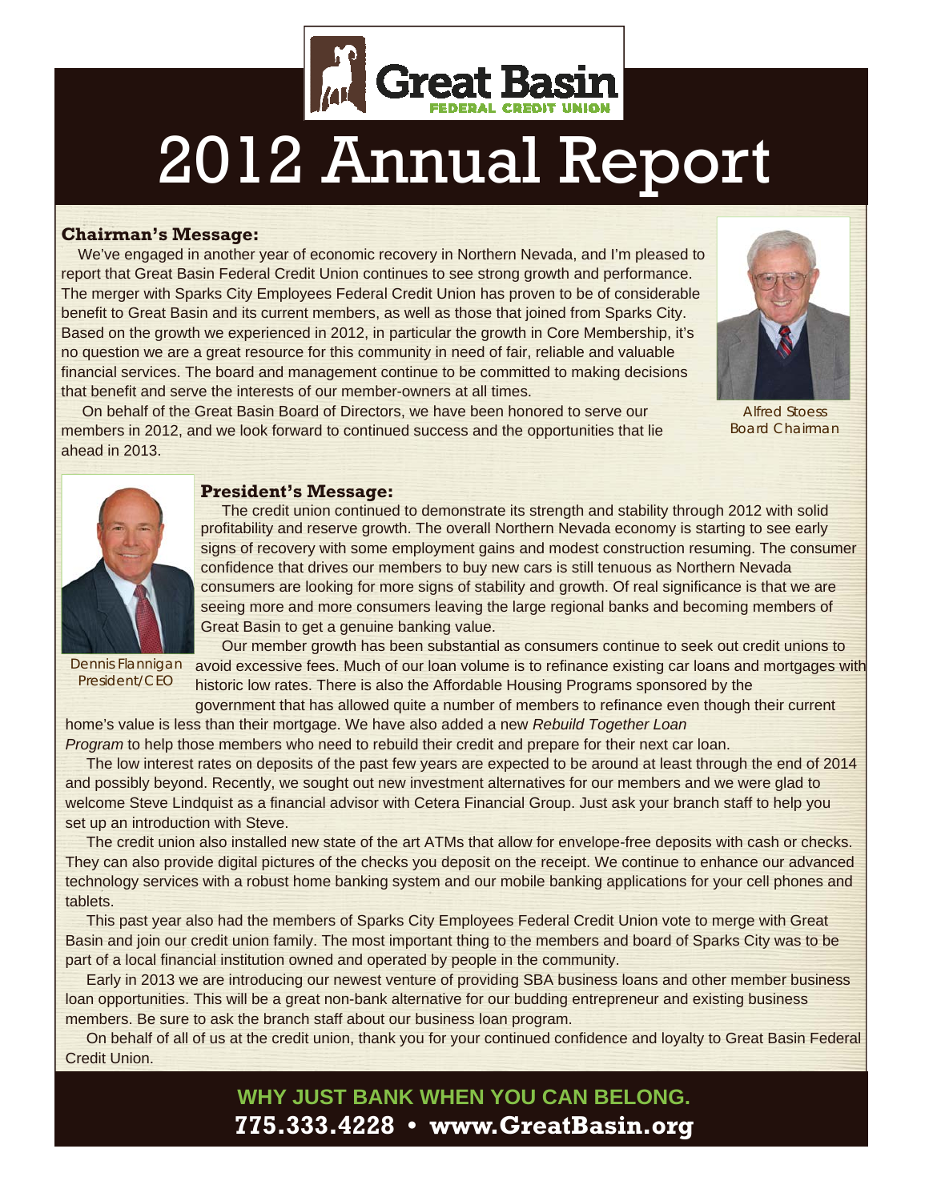# Great Basin FEDERAL CREDIT UNION

# 2012 Annual Report

## Chairman's Message:

We've engaged in another year of economic recovery in Northern Nevada, and I'm pleased to report that Great Basin Federal Credit Union continues to see strong growth and performance. The merger with Sparks City Employees Federal Credit Union has proven to be of considerable benefit to Great Basin and its current members, as well as those that joined from Sparks City. Based on the growth we experienced in 2012, in particular the growth in Core Membership, it's no question we are a great resource for this community in need of fair, reliable and valuable financial services. The board and management continue to be committed to making decisions that benefit and serve the interests of our member-owners at all times.

On behalf of the Great Basin Board of Directors, we have been honored to serve our members in 2012, and we look forward to continued success and the opportunities that lie ahead in 2013.

Alfred Stoess
Board Chairman

## President's Message:

The credit union continued to demonstrate its strength and stability through 2012 with solid profitability and reserve growth. The overall Northern Nevada economy is starting to see early signs of recovery with some employment gains and modest construction resuming. The consumer confidence that drives our members to buy new cars is still tenuous as Northern Nevada consumers are looking for more signs of stability and growth. Of real significance is that we are seeing more and more consumers leaving the large regional banks and becoming members of Great Basin to get a genuine banking value.

Our member growth has been substantial as consumers continue to seek out credit unions to avoid excessive fees. Much of our loan volume is to refinance existing car loans and mortgages with historic low rates. There is also the Affordable Housing Programs sponsored by the government that has allowed quite a number of members to refinance even though their current home's value is less than their mortgage. We have also added a new *Rebuild Together Loan Program* to help those members who need to rebuild their credit and prepare for their next car loan.

The low interest rates on deposits of the past few years are expected to be around at least through the end of 2014 and possibly beyond. Recently, we sought out new investment alternatives for our members and we were glad to welcome Steve Lindquist as a financial advisor with Cetera Financial Group. Just ask your branch staff to help you set up an introduction with Steve.

The credit union also installed new state of the art ATMs that allow for envelope-free deposits with cash or checks. They can also provide digital pictures of the checks you deposit on the receipt. We continue to enhance our advanced technology services with a robust home banking system and our mobile banking applications for your cell phones and tablets.

This past year also had the members of Sparks City Employees Federal Credit Union vote to merge with Great Basin and join our credit union family. The most important thing to the members and board of Sparks City was to be part of a local financial institution owned and operated by people in the community.

Early in 2013 we are introducing our newest venture of providing SBA business loans and other member business loan opportunities. This will be a great non-bank alternative for our budding entrepreneur and existing business members. Be sure to ask the branch staff about our business loan program.

On behalf of all of us at the credit union, thank you for your continued confidence and loyalty to Great Basin Federal Credit Union.

Dennis Flannigan
President/CEO

**WHY JUST BANK WHEN YOU CAN BELONG.**
**775.333.4228 • www.GreatBasin.org**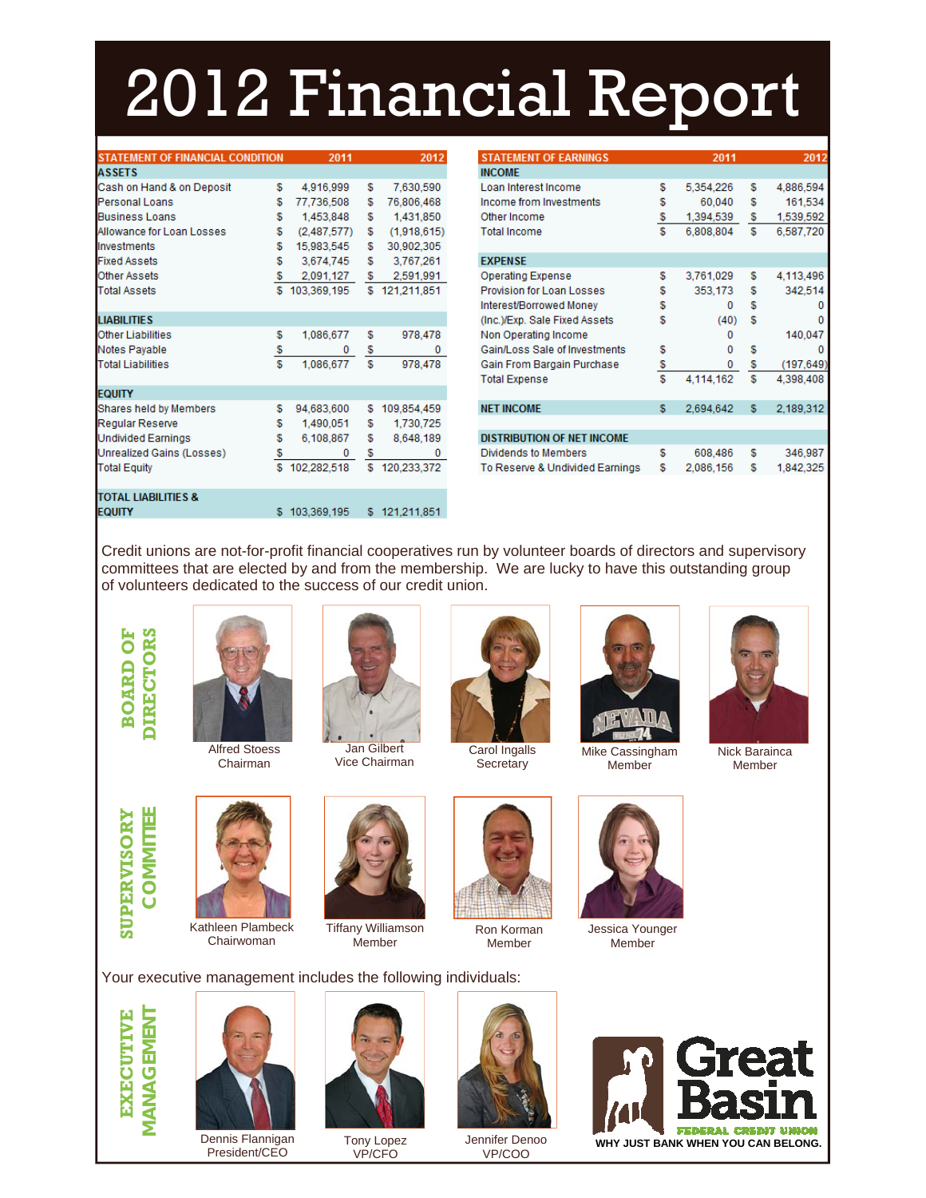# 2012 Financial Report

| STATEMENT OF FINANCIAL CONDITION | 2011 | 2012 |
|---|---|---|
| **ASSETS** | | |
| Cash on Hand & on Deposit | $ 4,916,999 | $ 7,630,590 |
| Personal Loans | $ 77,736,508 | $ 76,806,468 |
| Business Loans | $ 1,453,848 | $ 1,431,850 |
| Allowance for Loan Losses | $ (2,487,577) | $ (1,918,615) |
| Investments | $ 15,983,545 | $ 30,902,305 |
| Fixed Assets | $ 3,674,745 | $ 3,767,261 |
| Other Assets | $ 2,091,127 | $ 2,591,991 |
| Total Assets | $ 103,369,195 | $ 121,211,851 |
| **LIABILITIES** | | |
| Other Liabilities | $ 1,086,677 | $ 978,478 |
| Notes Payable | $ 0 | $ 0 |
| Total Liabilities | $ 1,086,677 | $ 978,478 |
| **EQUITY** | | |
| Shares held by Members | $ 94,683,600 | $ 109,854,459 |
| Regular Reserve | $ 1,490,051 | $ 1,730,725 |
| Undivided Earnings | $ 6,108,867 | $ 8,648,189 |
| Unrealized Gains (Losses) | $ 0 | $ 0 |
| Total Equity | $ 102,282,518 | $ 120,233,372 |
| **TOTAL LIABILITIES & EQUITY** | $ 103,369,195 | $ 121,211,851 |

| STATEMENT OF EARNINGS | 2011 | 2012 |
|---|---|---|
| **INCOME** | | |
| Loan Interest Income | $ 5,354,226 | $ 4,886,594 |
| Income from Investments | $ 60,040 | $ 161,534 |
| Other Income | $ 1,394,539 | $ 1,539,592 |
| Total Income | $ 6,808,804 | $ 6,587,720 |
| **EXPENSE** | | |
| Operating Expense | $ 3,761,029 | $ 4,113,496 |
| Provision for Loan Losses | $ 353,173 | $ 342,514 |
| Interest/Borrowed Money | $ 0 | $ 0 |
| (Inc.)/Exp. Sale Fixed Assets | $ (40) | $ 0 |
| Non Operating Income | 0 | 140,047 |
| Gain/Loss Sale of Investments | $ 0 | $ 0 |
| Gain From Bargain Purchase | $ 0 | $ (197,649) |
| Total Expense | $ 4,114,162 | $ 4,398,408 |
| **NET INCOME** | $ 2,694,642 | $ 2,189,312 |
| **DISTRIBUTION OF NET INCOME** | | |
| Dividends to Members | $ 608,486 | $ 346,987 |
| To Reserve & Undivided Earnings | $ 2,086,156 | $ 1,842,325 |

Credit unions are not-for-profit financial cooperatives run by volunteer boards of directors and supervisory committees that are elected by and from the membership. We are lucky to have this outstanding group of volunteers dedicated to the success of our credit union.

## BOARD OF DIRECTORS

Alfred Stoess
Chairman

Jan Gilbert
Vice Chairman

Carol Ingalls
Secretary

Mike Cassingham
Member

Nick Barainca
Member

## SUPERVISORY COMMITTEE

Kathleen Plambeck
Chairwoman

Tiffany Williamson
Member

Ron Korman
Member

Jessica Younger
Member

Your executive management includes the following individuals:

## EXECUTIVE MANAGEMENT

Dennis Flannigan
President/CEO

Tony Lopez
VP/CFO

Jennifer Denoo
VP/COO

Great Basin FEDERAL CREDIT UNION

WHY JUST BANK WHEN YOU CAN BELONG.